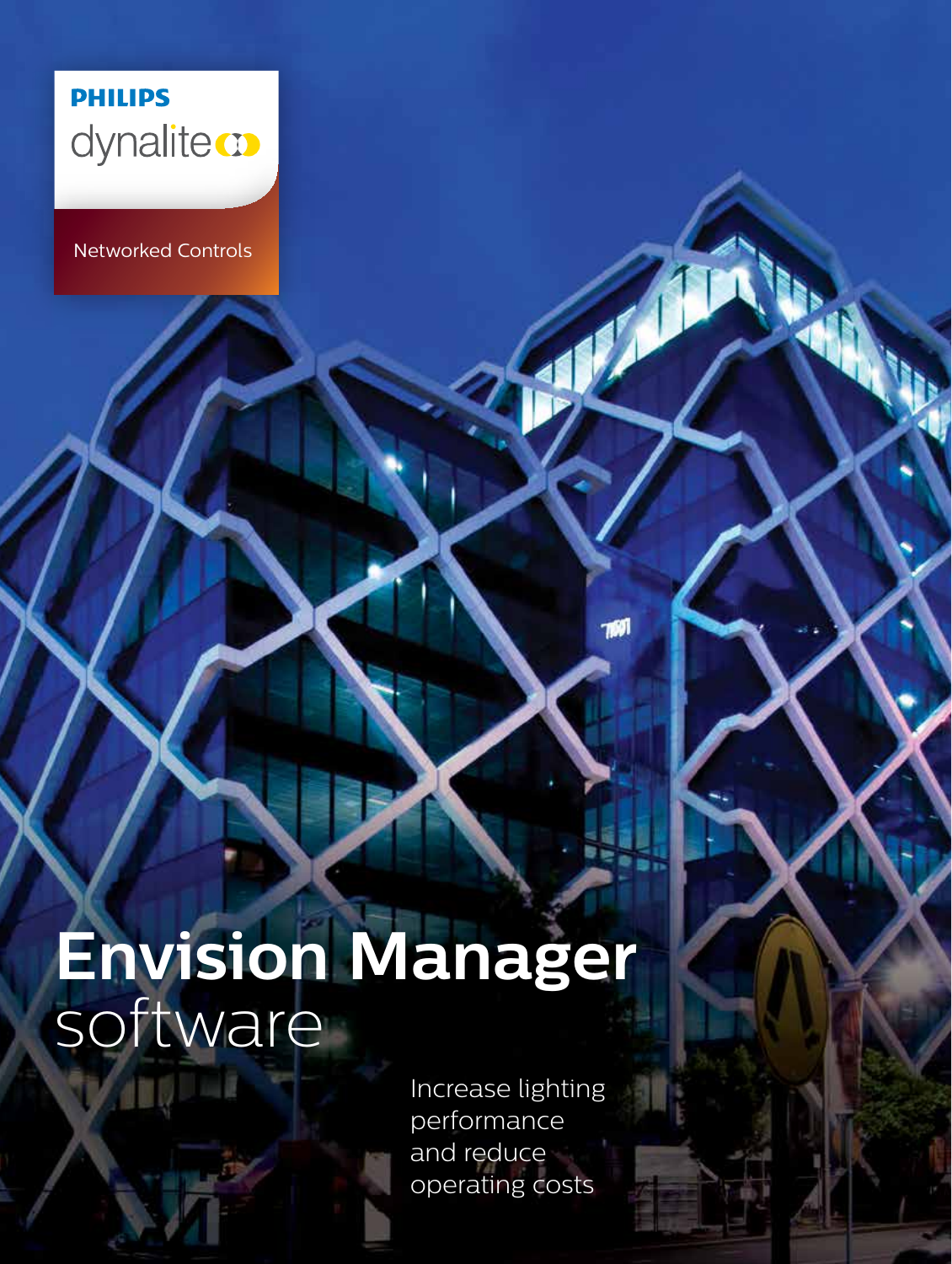PHILIPS

dynalite

Networked Controls

# Envision Manager software

Increase lighting performance and reduce operating costs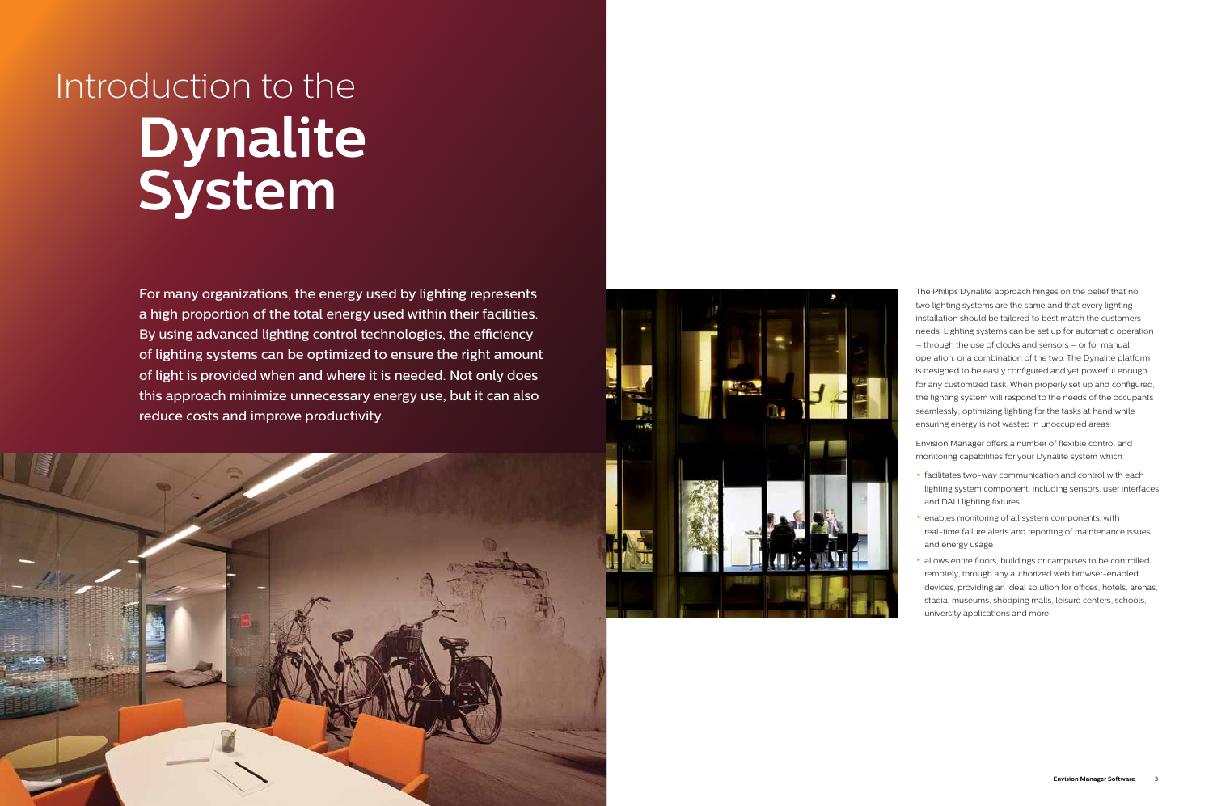# Introduction to the **Dynalite System**

For many organizations, the energy used by lighting represents a high proportion of the total energy used within their facilities. By using advanced lighting control technologies, the efficiency of lighting systems can be optimized to ensure the right amount of light is provided when and where it is needed. Not only does this approach minimize unnecessary energy use, but it can also reduce costs and improve productivity.

The Philips Dynalite approach hinges on the belief that no two lighting systems are the same and that every lighting installation should be tailored to best match the customers needs. Lighting systems can be set up for automatic operation – through the use of clocks and sensors – or for manual operation, or a combination of the two. The Dynalite platform is designed to be easily configured and yet powerful enough for any customized task. When properly set up and configured, the lighting system will respond to the needs of the occupants seamlessly; optimizing lighting for the tasks at hand while ensuring energy is not wasted in unoccupied areas.

Envision Manager offers a number of flexible control and monitoring capabilities for your Dynalite system which:

- facilitates two-way communication and control with each lighting system component, including sensors, user interfaces and DALI lighting fixtures
- enables monitoring of all system components, with real-time failure alerts and reporting of maintenance issues and energy usage
- allows entire floors, buildings or campuses to be controlled remotely, through any authorized web browser-enabled devices, providing an ideal solution for offices, hotels, arenas, stadia, museums, shopping malls, leisure centers, schools, university applications and more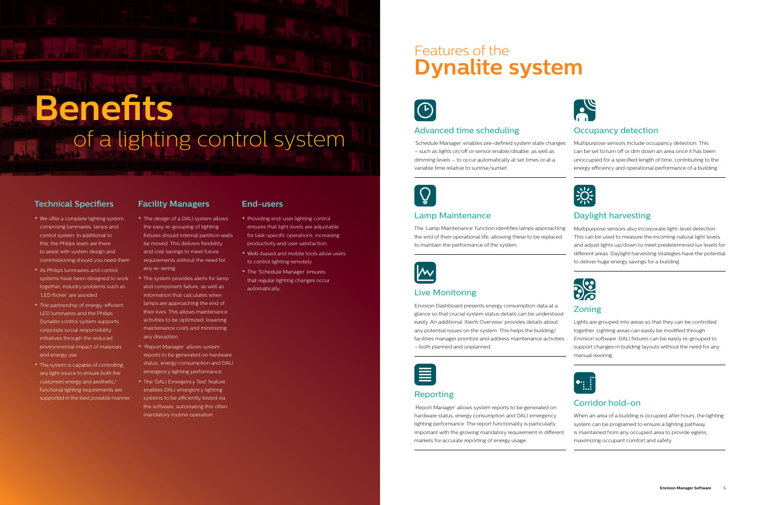# Benefits of a lighting control system

### Technical Specifiers

- We offer a complete lighting system, comprising luminaires, lamps and control system. In additional to this, the Philips team are there to assist with system design and commissioning should you need them.
- As Philips luminaires and control systems have been designed to work together, industry problems such as 'LED flicker' are avoided.
- The partnership of energy-efficient LED luminaires and the Philips Dynalite control system supports corporate social responsibility initiatives through the reduced environmental impact of materials and energy use.
- The system is capable of controlling any light source to ensure both the customers energy and aesthetic/functional lighting requirements are supported in the best possible manner.

### Facility Managers

- The design of a DALI system allows the easy re-grouping of lighting fixtures should internal partition walls be moved. This delivers flexibility and cost savings to meet future requirements without the need for any re-wiring.
- The system provides alerts for lamp and component failure, as well as information that calculates when lamps are approaching the end of their lives. This allows maintenance activities to be optimized, lowering maintenance costs and minimizing any disruption.
- 'Report Manager' allows system reports to be generated on hardware status, energy consumption and DALI emergency lighting performance.
- The 'DALI Emergency Test' feature enables DALI emergency lighting systems to be efficiently tested via the software, automating this often mandatory routine operation.

### End-users

- Providing end-user lighting control ensures that light levels are adjustable for task-specific operations, increasing productivity and user satisfaction.
- Web-based and mobile tools allow users to control lighting remotely.
- The 'Schedule Manager' ensures that regular lighting changes occur automatically.

# Features of the Dynalite system

### Advanced time scheduling

'Schedule Manager' enables pre-defined system state changes – such as lights on/off or sensor enable/disable, as well as dimming levels – to occur automatically at set times or at a variable time relative to sunrise/sunset.

### Lamp Maintenance

The 'Lamp Maintenance' function identifies lamps approaching the end of their operational life, allowing these to be replaced to maintain the performance of the system.

### Live Monitoring

Envision Dashboard presents energy consumption data at a glance so that crucial system status details can be understood easily. An additional 'Alerts Overview' provides details about any potential issues on the system. This helps the building/facilities manager prioritize and address maintenance activities – both planned and unplanned.

### Reporting

'Report Manager' allows system reports to be generated on hardware status, energy consumption and DALI emergency lighting performance. The report functionality is particularly important with the growing mandatory requirement in different markets for accurate reporting of energy usage.

### Occupancy detection

Multipurpose sensors include occupancy detection. This can be set to turn off or dim down an area once it has been unoccupied for a specified length of time, contributing to the energy efficiency and operational performance of a building.

### Daylight harvesting

Multipurpose sensors also incorporate light-level detection. This can be used to measure the incoming natural light levels and adjust lights up/down to meet predetermined lux levels for different areas. Daylight harvesting strategies have the potential to deliver huge energy savings for a building.

### Zoning

Lights are grouped into areas so that they can be controlled together. Lighting areas can easily be modified through Envision software. DALI fixtures can be easily re-grouped to support changes in building layouts without the need for any manual rewiring.

### Corridor hold-on

When an area of a building is occupied after hours, the lighting system can be programed to ensure a lighting pathway is maintained from any occupied area to provide egress, maximizing occupant comfort and safety.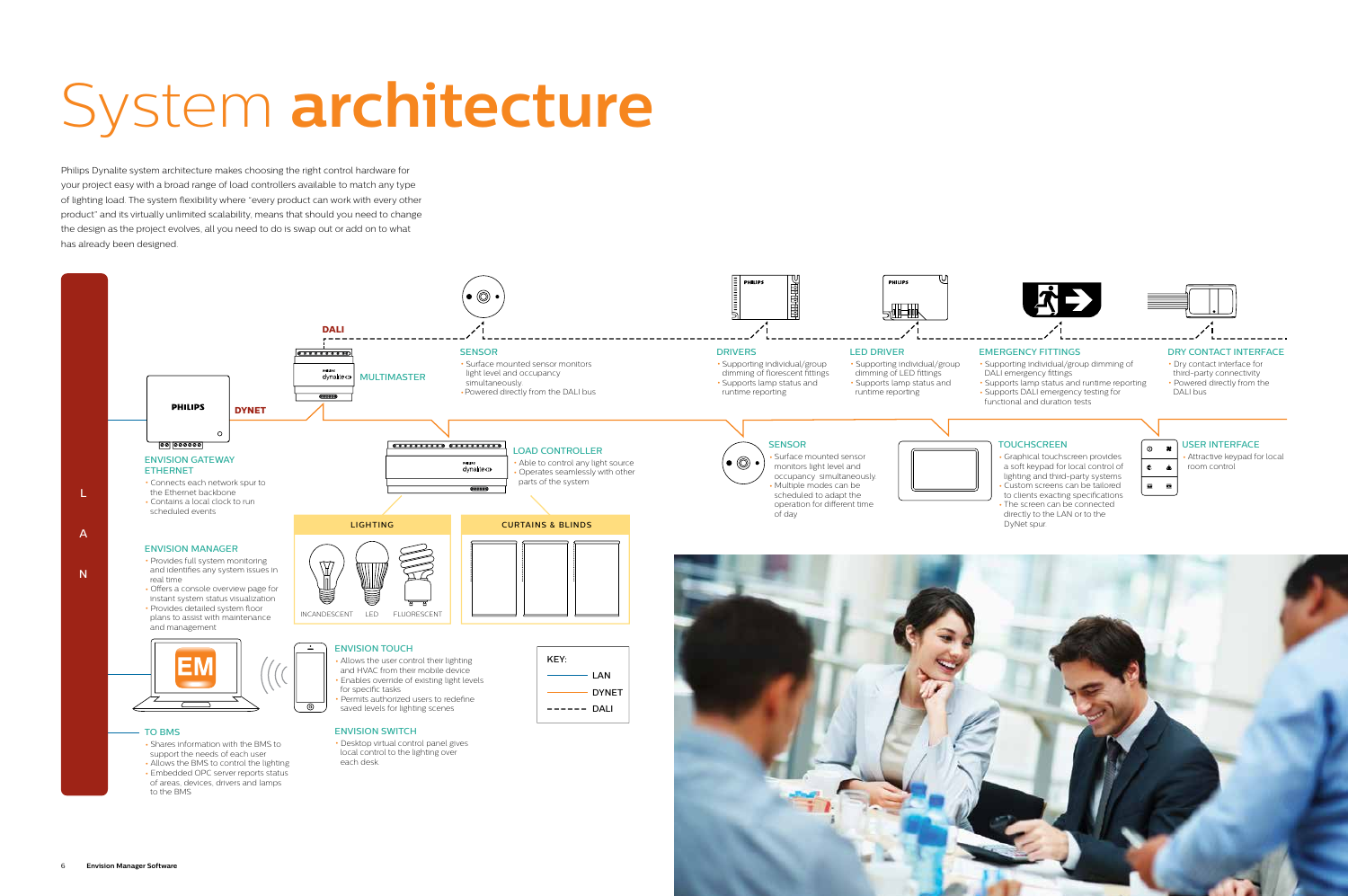# System **architecture**

Philips Dynalite system architecture makes choosing the right control hardware for your project easy with a broad range of load controllers available to match any type of lighting load. The system flexibility where "every product can work with every other product" and its virtually unlimited scalability, means that should you need to change the design as the project evolves, all you need to do is swap out or add on to what has already been designed.

LAN

DALI

DYNET

MULTIMASTER

### ENVISION GATEWAY ETHERNET

- Connects each network spur to the Ethernet backbone
- Contains a local clock to run scheduled events

### ENVISION MANAGER

- Provides full system monitoring and identifies any system issues in real time
- Offers a console overview page for instant system status visualization
- Provides detailed system floor plans to assist with maintenance and management

### TO BMS

- Shares information with the BMS to support the needs of each user
- Allows the BMS to control the lighting
- Embedded OPC server reports status of areas, devices, drivers and lamps to the BMS

### SENSOR

- Surface mounted sensor monitors light level and occupancy simultaneously
- Powered directly from the DALI bus

### LOAD CONTROLLER

- Able to control any light source
- Operates seamlessly with other parts of the system

**LIGHTING**

INCANDESCENT LED FLUORESCENT

**CURTAINS & BLINDS**

### ENVISION TOUCH

- Allows the user control their lighting and HVAC from their mobile device
- Enables override of existing light levels for specific tasks
- Permits authorized users to redefine saved levels for lighting scenes

### ENVISION SWITCH

- Desktop virtual control panel gives local control to the lighting over each desk

KEY:

- LAN
- DYNET
- DALI

### DRIVERS

- Supporting individual/group dimming of florescent fittings
- Supports lamp status and runtime reporting

### LED DRIVER

- Supporting individual/group dimming of LED fittings
- Supports lamp status and runtime reporting

### EMERGENCY FITTINGS

- Supporting individual/group dimming of DALI emergency fittings
- Supports lamp status and runtime reporting
- Supports DALI emergency testing for functional and duration tests

### DRY CONTACT INTERFACE

- Dry contact interface for third-party connectivity
- Powered directly from the DALI bus

### SENSOR

- Surface mounted sensor monitors light level and occupancy simultaneously
- Multiple modes can be scheduled to adapt the operation for different time of day

### TOUCHSCREEN

- Graphical touchscreen provides a soft keypad for local control of lighting and third-party systems
- Custom screens can be tailored to clients exacting specifications
- The screen can be connected directly to the LAN or to the DyNet spur

### USER INTERFACE

- Attractive keypad for local room control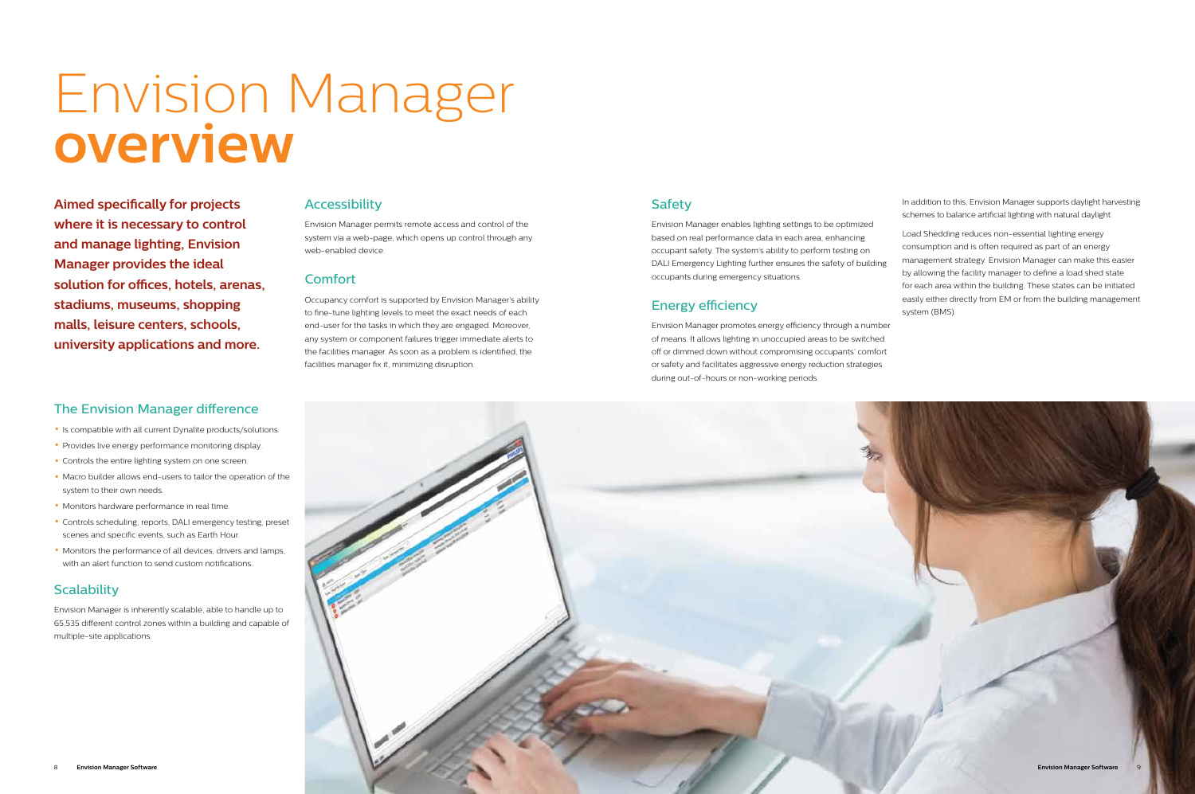# Envision Manager **overview**

**Aimed specifically for projects where it is necessary to control and manage lighting, Envision Manager provides the ideal solution for offices, hotels, arenas, stadiums, museums, shopping malls, leisure centers, schools, university applications and more.**

## The Envision Manager difference

- Is compatible with all current Dynalite products/solutions.
- Provides live energy performance monitoring display.
- Controls the entire lighting system on one screen.
- Macro builder allows end-users to tailor the operation of the system to their own needs.
- Monitors hardware performance in real time.
- Controls scheduling, reports, DALI emergency testing, preset scenes and specific events, such as Earth Hour.
- Monitors the performance of all devices, drivers and lamps, with an alert function to send custom notifications.

## Scalability

Envision Manager is inherently scalable, able to handle up to 65,535 different control zones within a building and capable of multiple-site applications.

## Accessibility

Envision Manager permits remote access and control of the system via a web-page, which opens up control through any web-enabled device.

## Comfort

Occupancy comfort is supported by Envision Manager's ability to fine-tune lighting levels to meet the exact needs of each end-user for the tasks in which they are engaged. Moreover, any system or component failures trigger immediate alerts to the facilities manager. As soon as a problem is identified, the facilities manager fix it, minimizing disruption.

## Safety

Envision Manager enables lighting settings to be optimized based on real performance data in each area, enhancing occupant safety. The system's ability to perform testing on DALI Emergency Lighting further ensures the safety of building occupants during emergency situations.

## Energy efficiency

Envision Manager promotes energy efficiency through a number of means. It allows lighting in unoccupied areas to be switched off or dimmed down without compromising occupants' comfort or safety and facilitates aggressive energy reduction strategies during out-of-hours or non-working periods.

In addition to this, Envision Manager supports daylight harvesting schemes to balance artificial lighting with natural daylight.

Load Shedding reduces non-essential lighting energy consumption and is often required as part of an energy management strategy. Envision Manager can make this easier by allowing the facility manager to define a load shed state for each area within the building. These states can be initiated easily either directly from EM or from the building management system (BMS).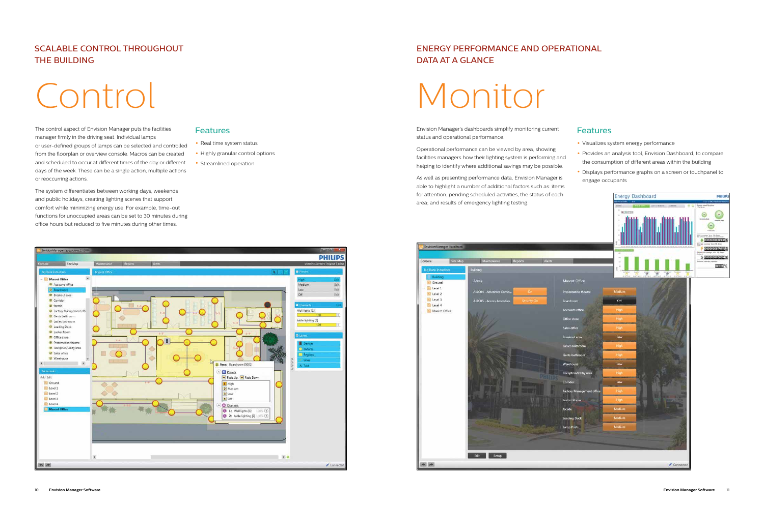## SCALABLE CONTROL THROUGHOUT THE BUILDING

# Control

The control aspect of Envision Manager puts the facilities manager firmly in the driving seat. Individual lamps or user-defined groups of lamps can be selected and controlled from the floorplan or overview console. Macros can be created and scheduled to occur at different times of the day or different days of the week. These can be a single action, multiple actions or reoccurring actions.

The system differentiates between working days, weekends and public holidays, creating lighting scenes that support comfort while minimizing energy use. For example, time-out functions for unoccupied areas can be set to 30 minutes during office hours but reduced to five minutes during other times.

### Features

- Real time system status
- Highly granular control options
- Streamlined operation

## ENERGY PERFORMANCE AND OPERATIONAL DATA AT A GLANCE

# Monitor

Envision Manager's dashboards simplify monitoring current status and operational performance.

Operational performance can be viewed by area, showing facilities managers how their lighting system is performing and helping to identify where additional savings may be possible.

As well as presenting performance data, Envision Manager is able to highlight a number of additional factors such as: items for attention, pending scheduled activities, the status of each area, and results of emergency lighting testing.

### Features

- Visualizes system energy performance
- Provides an analysis tool, Envision Dashboard, to compare the consumption of different areas within the building
- Displays performance graphs on a screen or touchpanel to engage occupants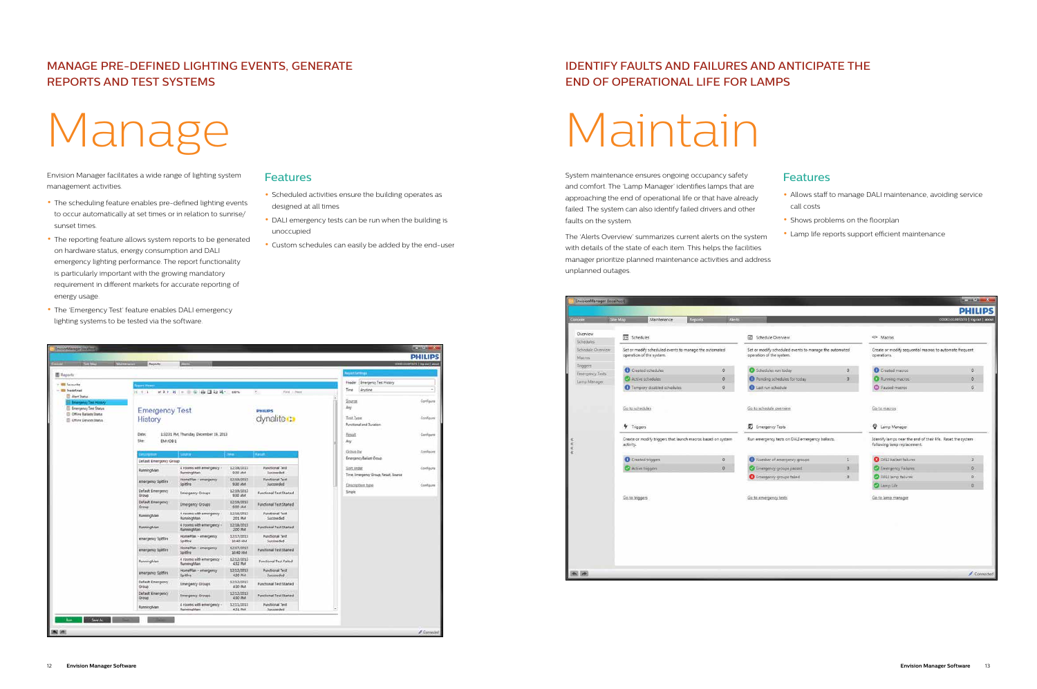## MANAGE PRE-DEFINED LIGHTING EVENTS, GENERATE REPORTS AND TEST SYSTEMS

# Manage

Envision Manager facilitates a wide range of lighting system management activities.

- The scheduling feature enables pre-defined lighting events to occur automatically at set times or in relation to sunrise/sunset times.
- The reporting feature allows system reports to be generated on hardware status, energy consumption and DALI emergency lighting performance. The report functionality is particularly important with the growing mandatory requirement in different markets for accurate reporting of energy usage.
- The 'Emergency Test' feature enables DALI emergency lighting systems to be tested via the software.

### Features

- Scheduled activities ensure the building operates as designed at all times
- DALI emergency tests can be run when the building is unoccupied
- Custom schedules can easily be added by the end-user

## IDENTIFY FAULTS AND FAILURES AND ANTICIPATE THE END OF OPERATIONAL LIFE FOR LAMPS

# Maintain

System maintenance ensures ongoing occupancy safety and comfort. The 'Lamp Manager' identifies lamps that are approaching the end of operational life or that have already failed. The system can also identify failed drivers and other faults on the system.

The 'Alerts Overview' summarizes current alerts on the system with details of the state of each item. This helps the facilities manager prioritize planned maintenance activities and address unplanned outages.

### Features

- Allows staff to manage DALI maintenance, avoiding service call costs
- Shows problems on the floorplan
- Lamp life reports support efficient maintenance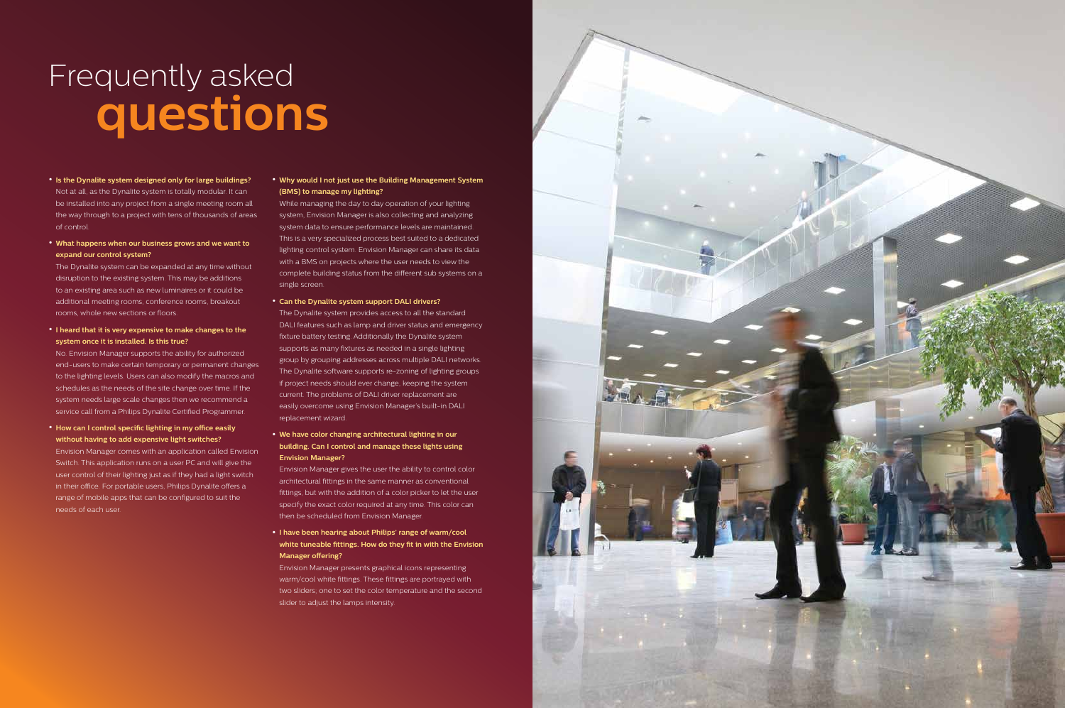# Frequently asked **questions**

- **Is the Dynalite system designed only for large buildings?**
  Not at all, as the Dynalite system is totally modular. It can be installed into any project from a single meeting room all the way through to a project with tens of thousands of areas of control.

- **What happens when our business grows and we want to expand our control system?**
  The Dynalite system can be expanded at any time without disruption to the existing system. This may be additions to an existing area such as new luminaires or it could be additional meeting rooms, conference rooms, breakout rooms, whole new sections or floors.

- **I heard that it is very expensive to make changes to the system once it is installed. Is this true?**
  No. Envision Manager supports the ability for authorized end-users to make certain temporary or permanent changes to the lighting levels. Users can also modify the macros and schedules as the needs of the site change over time. If the system needs large scale changes then we recommend a service call from a Philips Dynalite Certified Programmer.

- **How can I control specific lighting in my office easily without having to add expensive light switches?**
  Envision Manager comes with an application called Envision Switch. This application runs on a user PC and will give the user control of their lighting just as if they had a light switch in their office. For portable users, Philips Dynalite offers a range of mobile apps that can be configured to suit the needs of each user.

- **Why would I not just use the Building Management System (BMS) to manage my lighting?**
  While managing the day to day operation of your lighting system, Envision Manager is also collecting and analyzing system data to ensure performance levels are maintained. This is a very specialized process best suited to a dedicated lighting control system. Envision Manager can share its data with a BMS on projects where the user needs to view the complete building status from the different sub systems on a single screen.

- **Can the Dynalite system support DALI drivers?**
  The Dynalite system provides access to all the standard DALI features such as lamp and driver status and emergency fixture battery testing. Additionally the Dynalite system supports as many fixtures as needed in a single lighting group by grouping addresses across multiple DALI networks. The Dynalite software supports re-zoning of lighting groups if project needs should ever change, keeping the system current. The problems of DALI driver replacement are easily overcome using Envision Manager's built-in DALI replacement wizard.

- **We have color changing architectural lighting in our building. Can I control and manage these lights using Envision Manager?**
  Envision Manager gives the user the ability to control color architectural fittings in the same manner as conventional fittings, but with the addition of a color picker to let the user specify the exact color required at any time. This color can then be scheduled from Envision Manager.

- **I have been hearing about Philips' range of warm/cool white tuneable fittings. How do they fit in with the Envision Manager offering?**
  Envision Manager presents graphical icons representing warm/cool white fittings. These fittings are portrayed with two sliders; one to set the color temperature and the second slider to adjust the lamps intensity.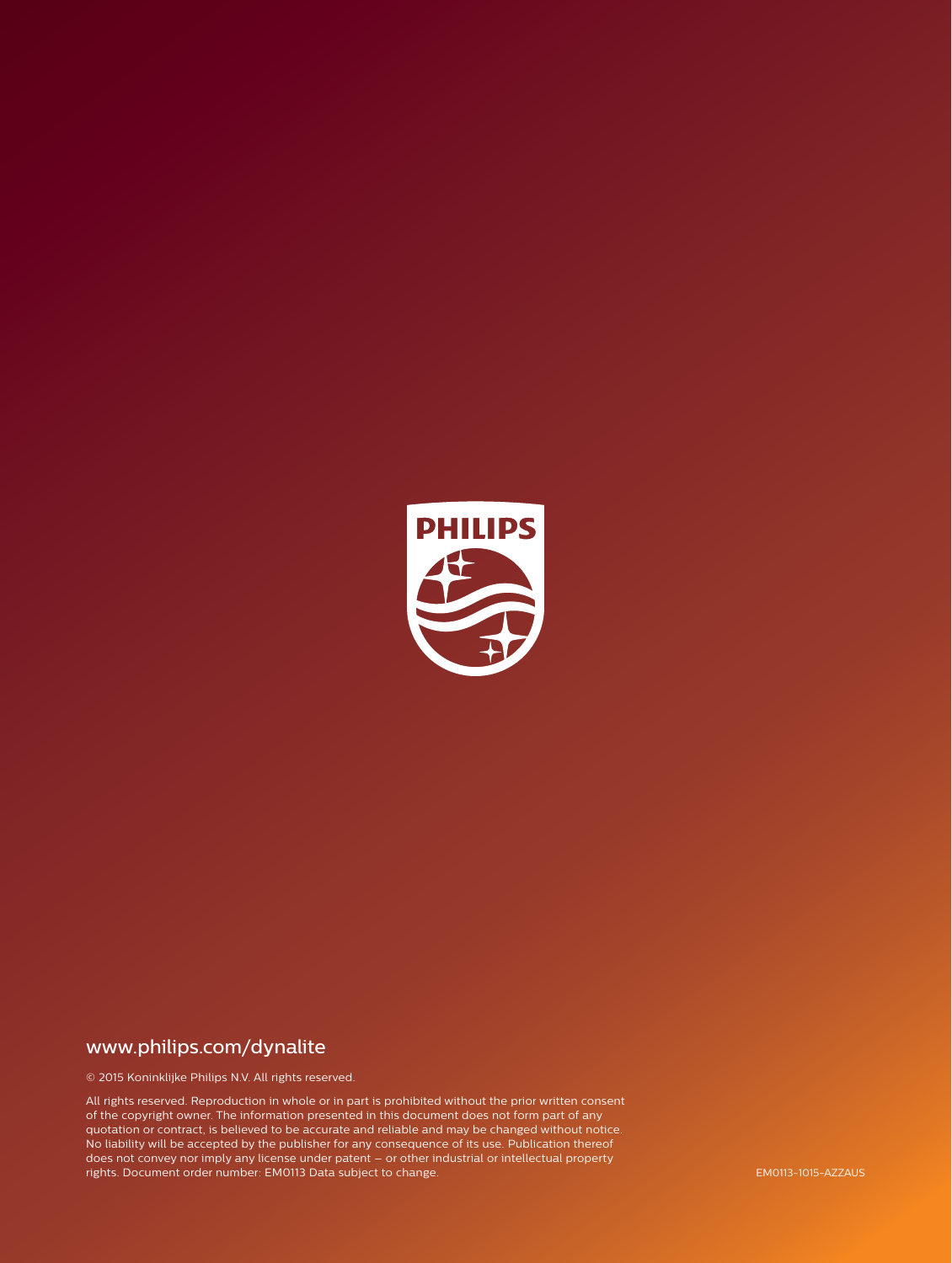PHILIPS

www.philips.com/dynalite

© 2015 Koninklijke Philips N.V. All rights reserved.

All rights reserved. Reproduction in whole or in part is prohibited without the prior written consent of the copyright owner. The information presented in this document does not form part of any quotation or contract, is believed to be accurate and reliable and may be changed without notice. No liability will be accepted by the publisher for any consequence of its use. Publication thereof does not convey nor imply any license under patent – or other industrial or intellectual property rights. Document order number: EM0113 Data subject to change.

EM0113-1015-AZZAUS